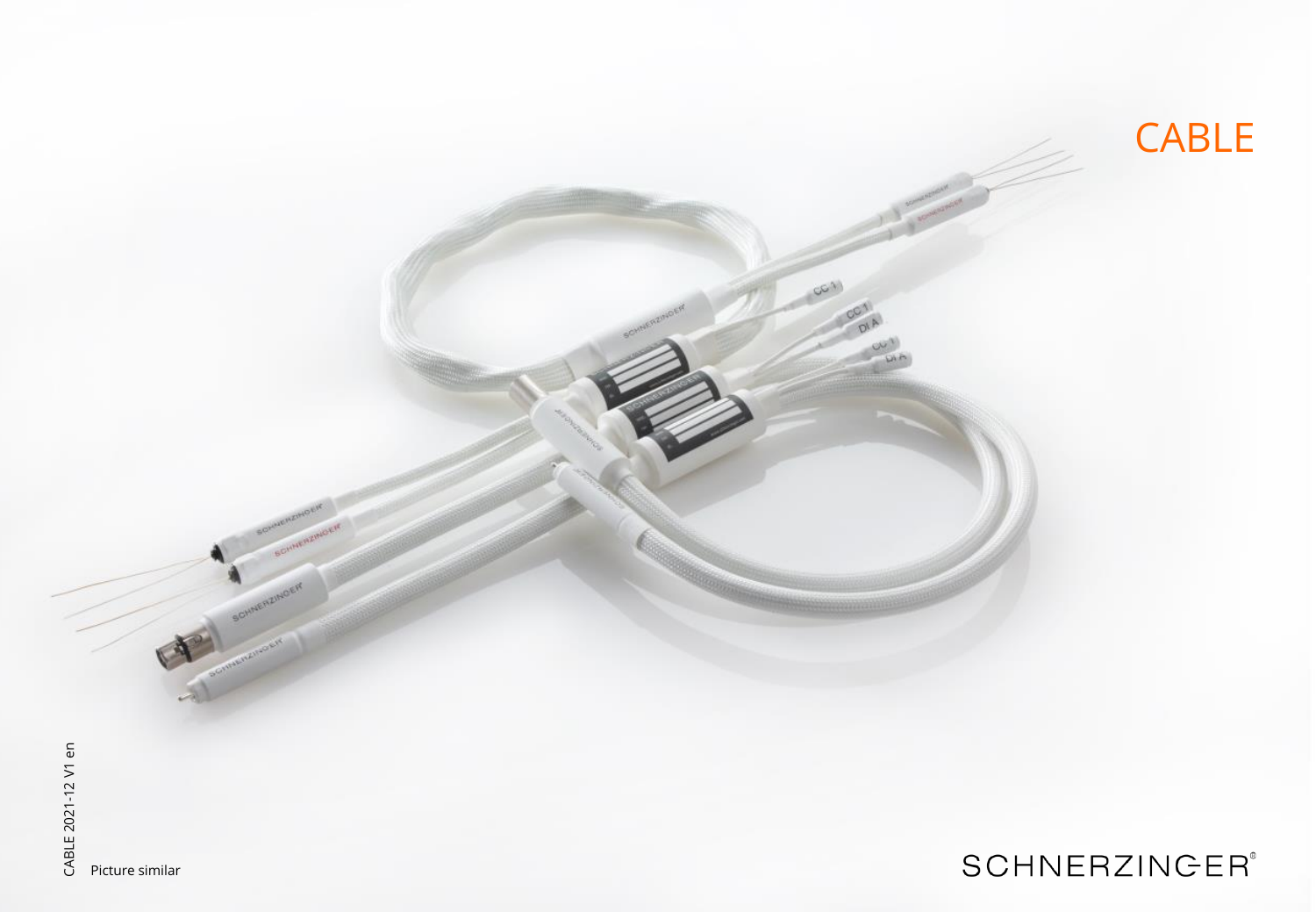# CABLE

Picture similar

CABLE 2021-12 V1 en

SCHNERZINGER®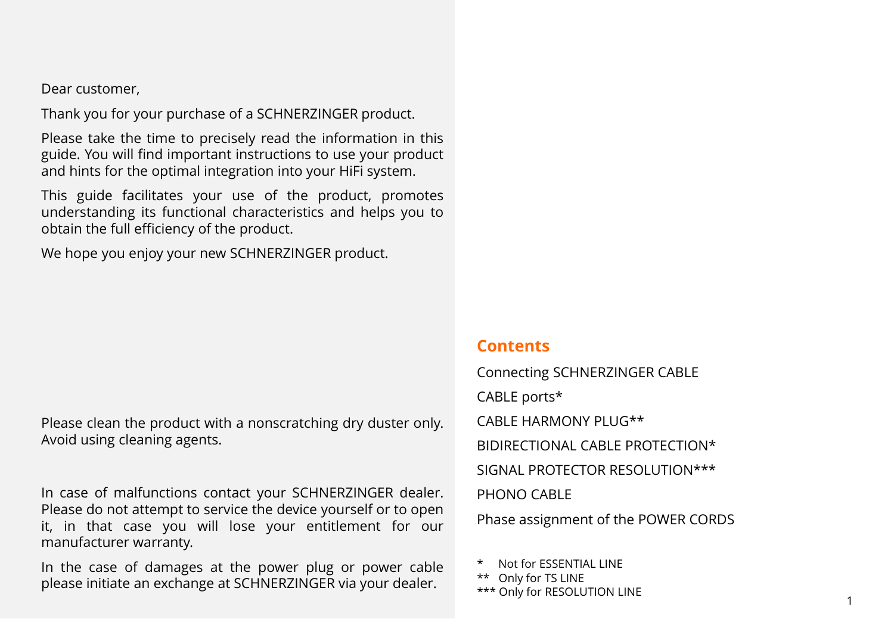Dear customer,

Thank you for your purchase of a SCHNERZINGER product.

Please take the time to precisely read the information in this guide. You will find important instructions to use your product and hints for the optimal integration into your HiFi system.

This guide facilitates your use of the product, promotes understanding its functional characteristics and helps you to obtain the full efficiency of the product.

We hope you enjoy your new SCHNERZINGER product.

Please clean the product with a nonscratching dry duster only. Avoid using cleaning agents.

In case of malfunctions contact your SCHNERZINGER dealer. Please do not attempt to service the device yourself or to open it, in that case you will lose your entitlement for our manufacturer warranty.

In the case of damages at the power plug or power cable please initiate an exchange at SCHNERZINGER via your dealer.

## Contents

Connecting SCHNERZINGER CABLE

CABLE ports*

CABLE HARMONY PLUG**

BIDIRECTIONAL CABLE PROTECTION*

SIGNAL PROTECTOR RESOLUTION***

PHONO CABLE

Phase assignment of the POWER CORDS

\* Not for ESSENTIAL LINE
\** Only for TS LINE
\*** Only for RESOLUTION LINE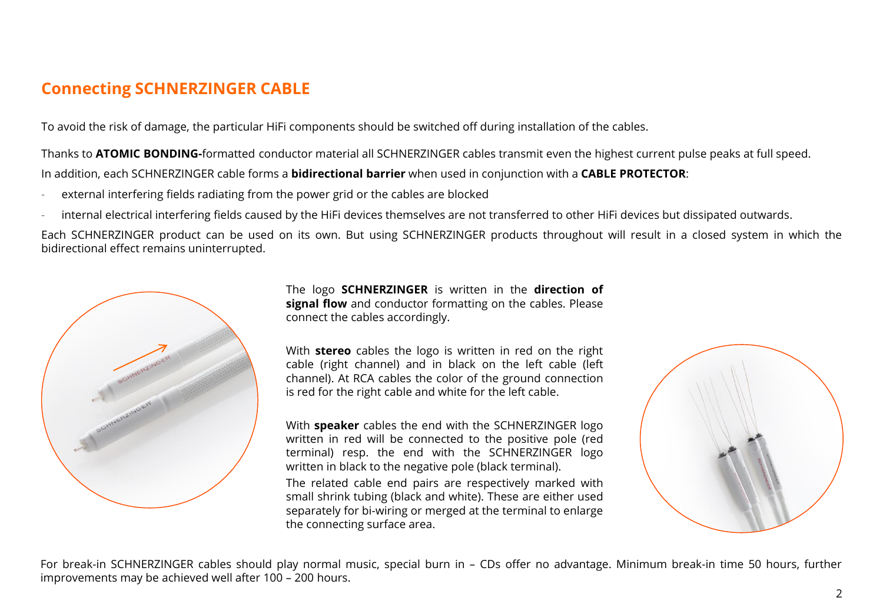## Connecting SCHNERZINGER CABLE

To avoid the risk of damage, the particular HiFi components should be switched off during installation of the cables.

Thanks to **ATOMIC BONDING-**formatted conductor material all SCHNERZINGER cables transmit even the highest current pulse peaks at full speed.

In addition, each SCHNERZINGER cable forms a **bidirectional barrier** when used in conjunction with a **CABLE PROTECTOR**:

- external interfering fields radiating from the power grid or the cables are blocked
- internal electrical interfering fields caused by the HiFi devices themselves are not transferred to other HiFi devices but dissipated outwards.

Each SCHNERZINGER product can be used on its own. But using SCHNERZINGER products throughout will result in a closed system in which the bidirectional effect remains uninterrupted.

The logo **SCHNERZINGER** is written in the **direction of signal flow** and conductor formatting on the cables. Please connect the cables accordingly.

With **stereo** cables the logo is written in red on the right cable (right channel) and in black on the left cable (left channel). At RCA cables the color of the ground connection is red for the right cable and white for the left cable.

With **speaker** cables the end with the SCHNERZINGER logo written in red will be connected to the positive pole (red terminal) resp. the end with the SCHNERZINGER logo written in black to the negative pole (black terminal).

The related cable end pairs are respectively marked with small shrink tubing (black and white). These are either used separately for bi-wiring or merged at the terminal to enlarge the connecting surface area.

For break-in SCHNERZINGER cables should play normal music, special burn in – CDs offer no advantage. Minimum break-in time 50 hours, further improvements may be achieved well after 100 – 200 hours.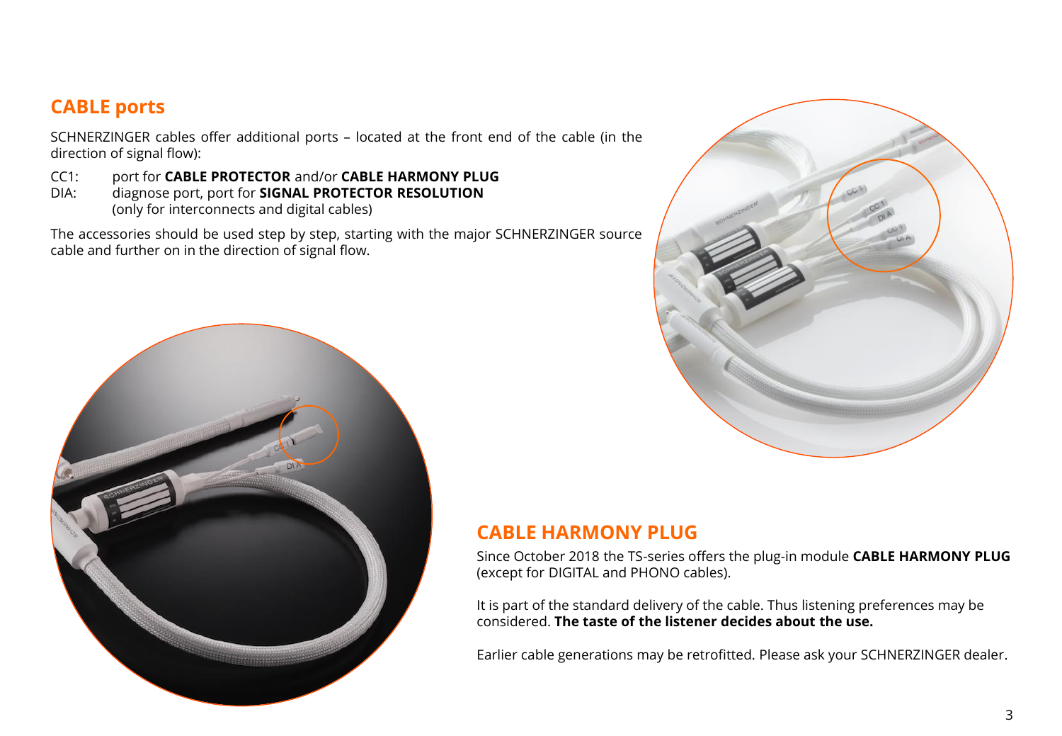## CABLE ports

SCHNERZINGER cables offer additional ports – located at the front end of the cable (in the direction of signal flow):

CC1: port for **CABLE PROTECTOR** and/or **CABLE HARMONY PLUG**
DIA: diagnose port, port for **SIGNAL PROTECTOR RESOLUTION** (only for interconnects and digital cables)

The accessories should be used step by step, starting with the major SCHNERZINGER source cable and further on in the direction of signal flow.

## CABLE HARMONY PLUG

Since October 2018 the TS-series offers the plug-in module **CABLE HARMONY PLUG** (except for DIGITAL and PHONO cables).

It is part of the standard delivery of the cable. Thus listening preferences may be considered. **The taste of the listener decides about the use.**

Earlier cable generations may be retrofitted. Please ask your SCHNERZINGER dealer.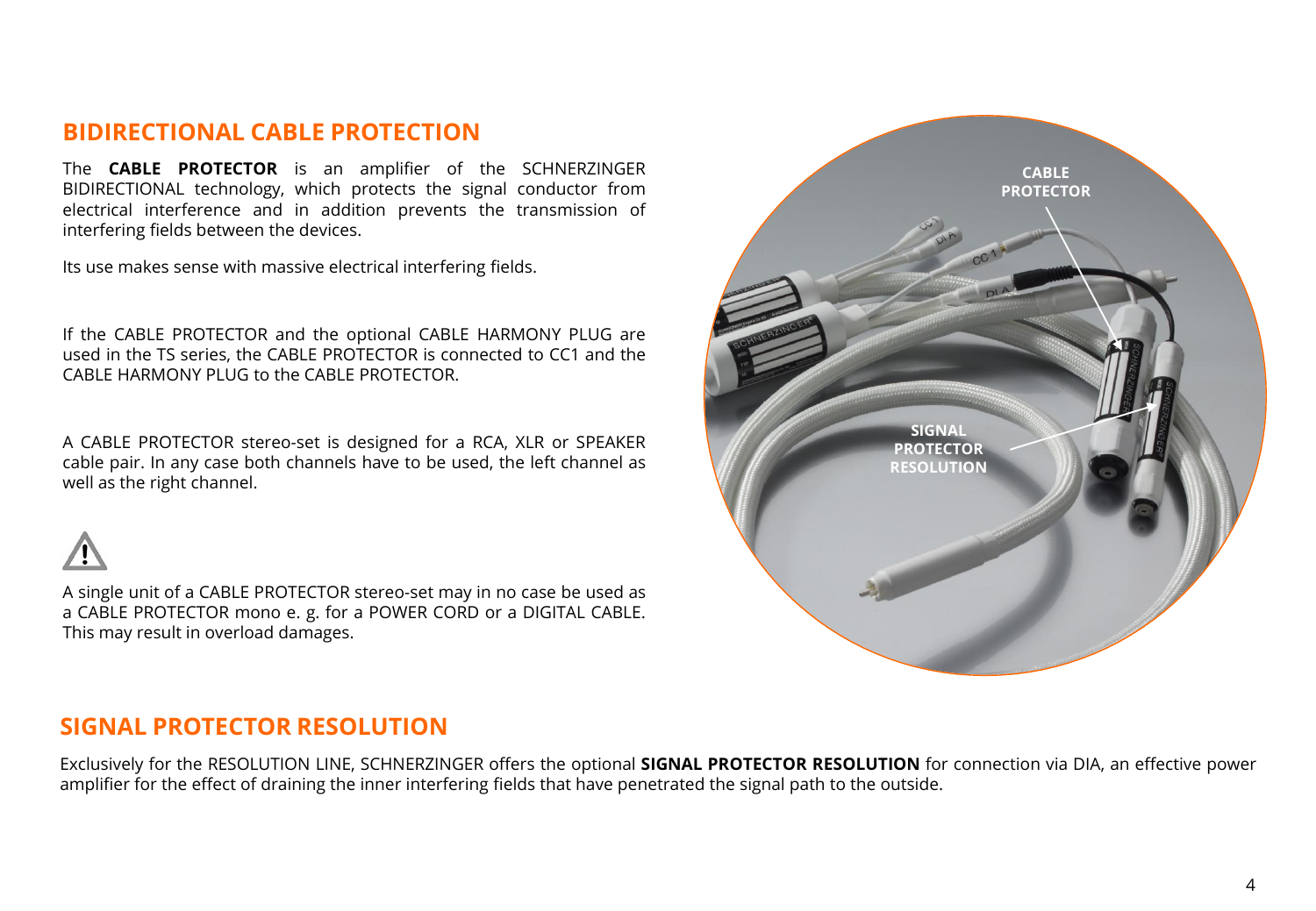## BIDIRECTIONAL CABLE PROTECTION

The **CABLE PROTECTOR** is an amplifier of the SCHNERZINGER BIDIRECTIONAL technology, which protects the signal conductor from electrical interference and in addition prevents the transmission of interfering fields between the devices.

Its use makes sense with massive electrical interfering fields.

If the CABLE PROTECTOR and the optional CABLE HARMONY PLUG are used in the TS series, the CABLE PROTECTOR is connected to CC1 and the CABLE HARMONY PLUG to the CABLE PROTECTOR.

A CABLE PROTECTOR stereo-set is designed for a RCA, XLR or SPEAKER cable pair. In any case both channels have to be used, the left channel as well as the right channel.

⚠

A single unit of a CABLE PROTECTOR stereo-set may in no case be used as a CABLE PROTECTOR mono e. g. for a POWER CORD or a DIGITAL CABLE. This may result in overload damages.

## SIGNAL PROTECTOR RESOLUTION

Exclusively for the RESOLUTION LINE, SCHNERZINGER offers the optional **SIGNAL PROTECTOR RESOLUTION** for connection via DIA, an effective power amplifier for the effect of draining the inner interfering fields that have penetrated the signal path to the outside.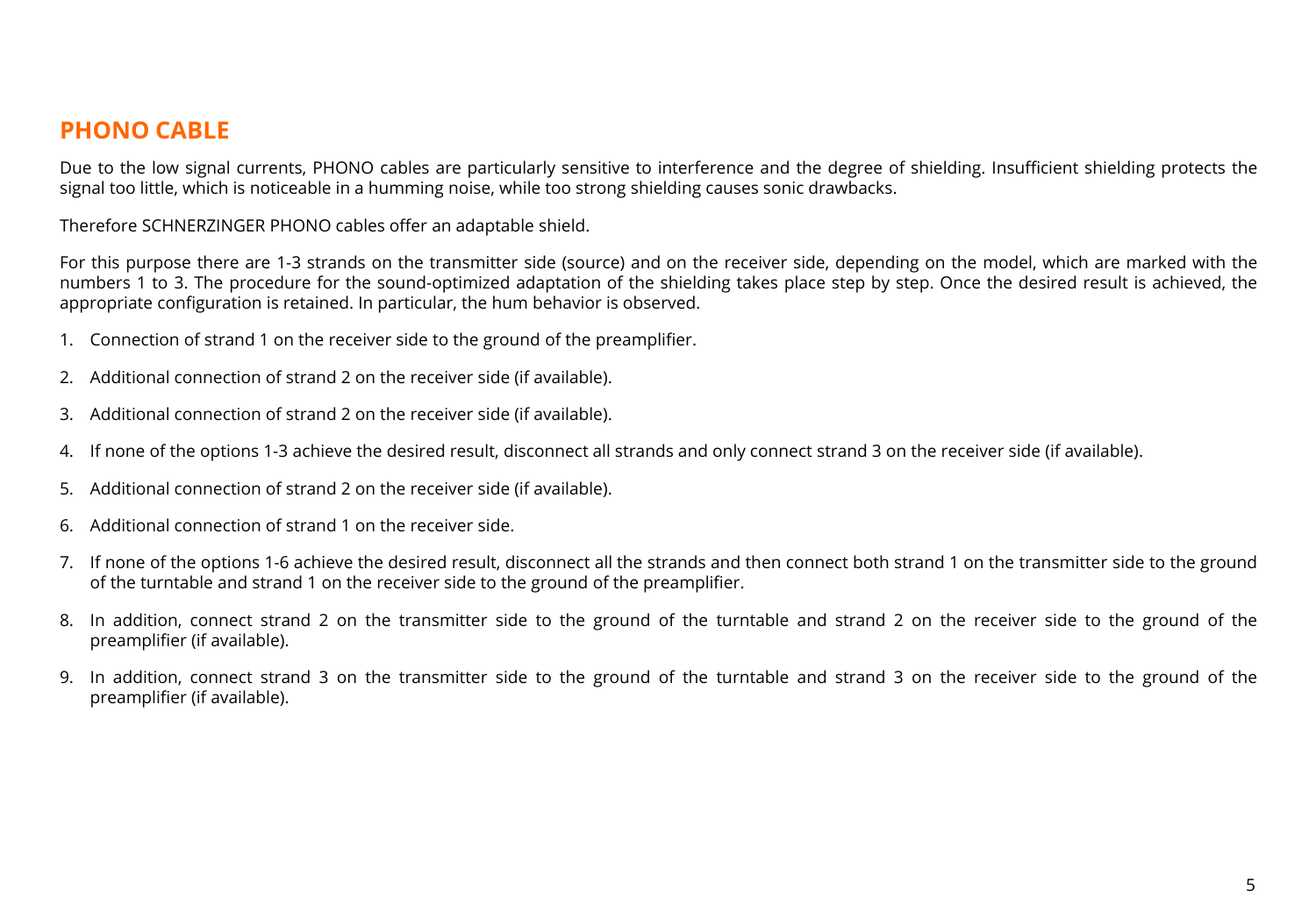## PHONO CABLE

Due to the low signal currents, PHONO cables are particularly sensitive to interference and the degree of shielding. Insufficient shielding protects the signal too little, which is noticeable in a humming noise, while too strong shielding causes sonic drawbacks.

Therefore SCHNERZINGER PHONO cables offer an adaptable shield.

For this purpose there are 1-3 strands on the transmitter side (source) and on the receiver side, depending on the model, which are marked with the numbers 1 to 3. The procedure for the sound-optimized adaptation of the shielding takes place step by step. Once the desired result is achieved, the appropriate configuration is retained. In particular, the hum behavior is observed.

1. Connection of strand 1 on the receiver side to the ground of the preamplifier.
2. Additional connection of strand 2 on the receiver side (if available).
3. Additional connection of strand 2 on the receiver side (if available).
4. If none of the options 1-3 achieve the desired result, disconnect all strands and only connect strand 3 on the receiver side (if available).
5. Additional connection of strand 2 on the receiver side (if available).
6. Additional connection of strand 1 on the receiver side.
7. If none of the options 1-6 achieve the desired result, disconnect all the strands and then connect both strand 1 on the transmitter side to the ground of the turntable and strand 1 on the receiver side to the ground of the preamplifier.
8. In addition, connect strand 2 on the transmitter side to the ground of the turntable and strand 2 on the receiver side to the ground of the preamplifier (if available).
9. In addition, connect strand 3 on the transmitter side to the ground of the turntable and strand 3 on the receiver side to the ground of the preamplifier (if available).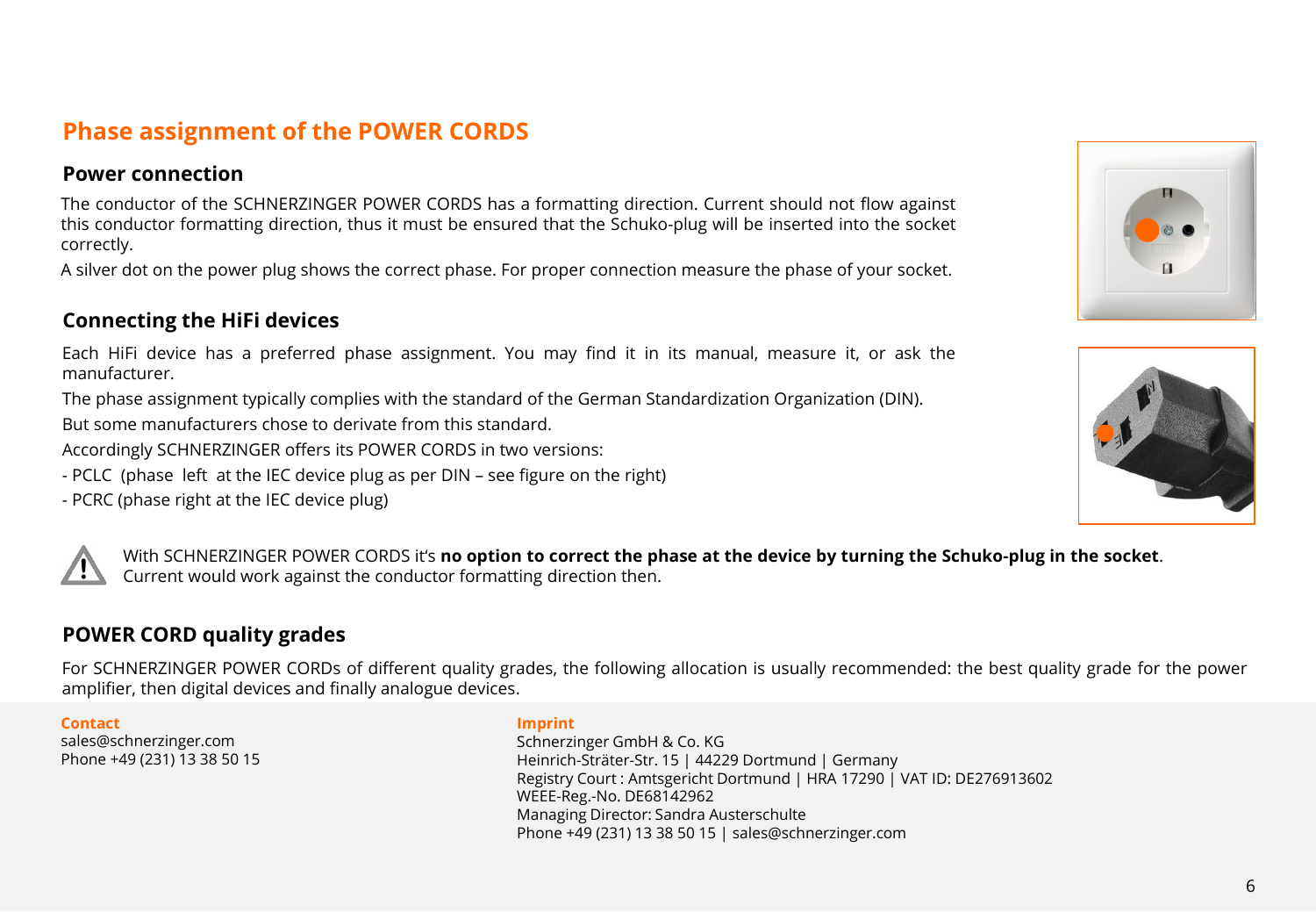## Phase assignment of the POWER CORDS

### Power connection

The conductor of the SCHNERZINGER POWER CORDS has a formatting direction. Current should not flow against this conductor formatting direction, thus it must be ensured that the Schuko-plug will be inserted into the socket correctly.

A silver dot on the power plug shows the correct phase. For proper connection measure the phase of your socket.

### Connecting the HiFi devices

Each HiFi device has a preferred phase assignment. You may find it in its manual, measure it, or ask the manufacturer.

The phase assignment typically complies with the standard of the German Standardization Organization (DIN).

But some manufacturers chose to derivate from this standard.

Accordingly SCHNERZINGER offers its POWER CORDS in two versions:

- PCLC (phase left at the IEC device plug as per DIN – see figure on the right)
- PCRC (phase right at the IEC device plug)

⚠ With SCHNERZINGER POWER CORDS it's **no option to correct the phase at the device by turning the Schuko-plug in the socket**. Current would work against the conductor formatting direction then.

### POWER CORD quality grades

For SCHNERZINGER POWER CORDs of different quality grades, the following allocation is usually recommended: the best quality grade for the power amplifier, then digital devices and finally analogue devices.

**Contact**
sales@schnerzinger.com
Phone +49 (231) 13 38 50 15

**Imprint**
Schnerzinger GmbH & Co. KG
Heinrich-Sträter-Str. 15 | 44229 Dortmund | Germany
Registry Court : Amtsgericht Dortmund | HRA 17290 | VAT ID: DE276913602
WEEE-Reg.-No. DE68142962
Managing Director: Sandra Austerschulte
Phone +49 (231) 13 38 50 15 | sales@schnerzinger.com